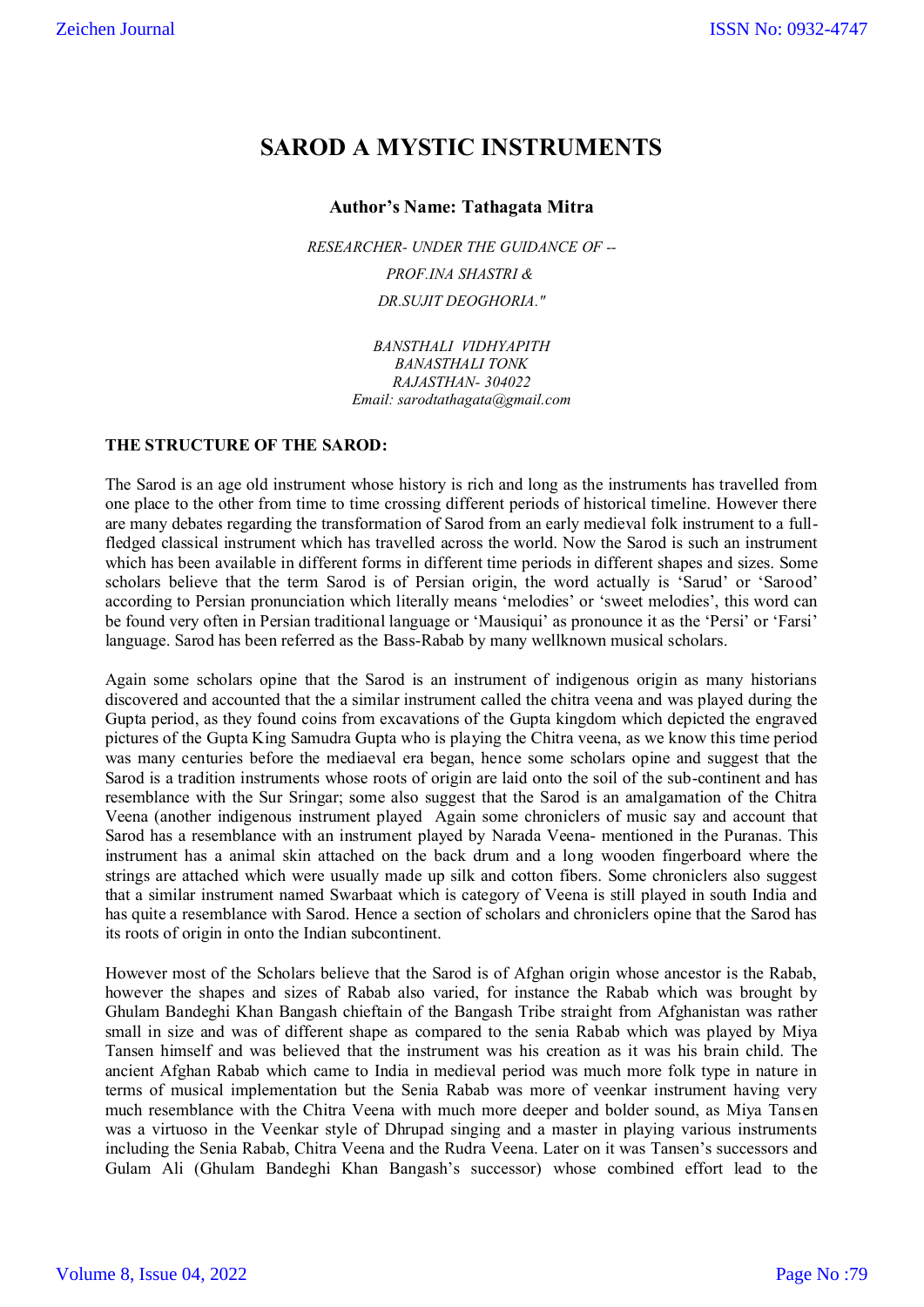# SAROD A MYSTIC INSTRUMENTS

**Author's Name: Tathagata Mitra**

*RESEARCHER- UNDER THE GUIDANCE OF --*

*PROF.INA SHASTRI &*

*DR.SUJIT DEOGHORIA."*

*BANSTHALI VIDHYAPITH*
*BANASTHALI TONK*
*RAJASTHAN- 304022*
*Email: sarodtathagata@gmail.com*

**THE STRUCTURE OF THE SAROD:**

The Sarod is an age old instrument whose history is rich and long as the instruments has travelled from one place to the other from time to time crossing different periods of historical timeline. However there are many debates regarding the transformation of Sarod from an early medieval folk instrument to a full-fledged classical instrument which has travelled across the world. Now the Sarod is such an instrument which has been available in different forms in different time periods in different shapes and sizes. Some scholars believe that the term Sarod is of Persian origin, the word actually is 'Sarud' or 'Sarood' according to Persian pronunciation which literally means 'melodies' or 'sweet melodies', this word can be found very often in Persian traditional language or 'Mausiqui' as pronounce it as the 'Persi' or 'Farsi' language. Sarod has been referred as the Bass-Rabab by many wellknown musical scholars.

Again some scholars opine that the Sarod is an instrument of indigenous origin as many historians discovered and accounted that the a similar instrument called the chitra veena and was played during the Gupta period, as they found coins from excavations of the Gupta kingdom which depicted the engraved pictures of the Gupta King Samudra Gupta who is playing the Chitra veena, as we know this time period was many centuries before the mediaeval era began, hence some scholars opine and suggest that the Sarod is a tradition instruments whose roots of origin are laid onto the soil of the sub-continent and has resemblance with the Sur Sringar; some also suggest that the Sarod is an amalgamation of the Chitra Veena (another indigenous instrument played Again some chroniclers of music say and account that Sarod has a resemblance with an instrument played by Narada Veena- mentioned in the Puranas. This instrument has a animal skin attached on the back drum and a long wooden fingerboard where the strings are attached which were usually made up silk and cotton fibers. Some chroniclers also suggest that a similar instrument named Swarbaat which is category of Veena is still played in south India and has quite a resemblance with Sarod. Hence a section of scholars and chroniclers opine that the Sarod has its roots of origin in onto the Indian subcontinent.

However most of the Scholars believe that the Sarod is of Afghan origin whose ancestor is the Rabab, however the shapes and sizes of Rabab also varied, for instance the Rabab which was brought by Ghulam Bandeghi Khan Bangash chieftain of the Bangash Tribe straight from Afghanistan was rather small in size and was of different shape as compared to the senia Rabab which was played by Miya Tansen himself and was believed that the instrument was his creation as it was his brain child. The ancient Afghan Rabab which came to India in medieval period was much more folk type in nature in terms of musical implementation but the Senia Rabab was more of veenkar instrument having very much resemblance with the Chitra Veena with much more deeper and bolder sound, as Miya Tansen was a virtuoso in the Veenkar style of Dhrupad singing and a master in playing various instruments including the Senia Rabab, Chitra Veena and the Rudra Veena. Later on it was Tansen's successors and Gulam Ali (Ghulam Bandeghi Khan Bangash's successor) whose combined effort lead to the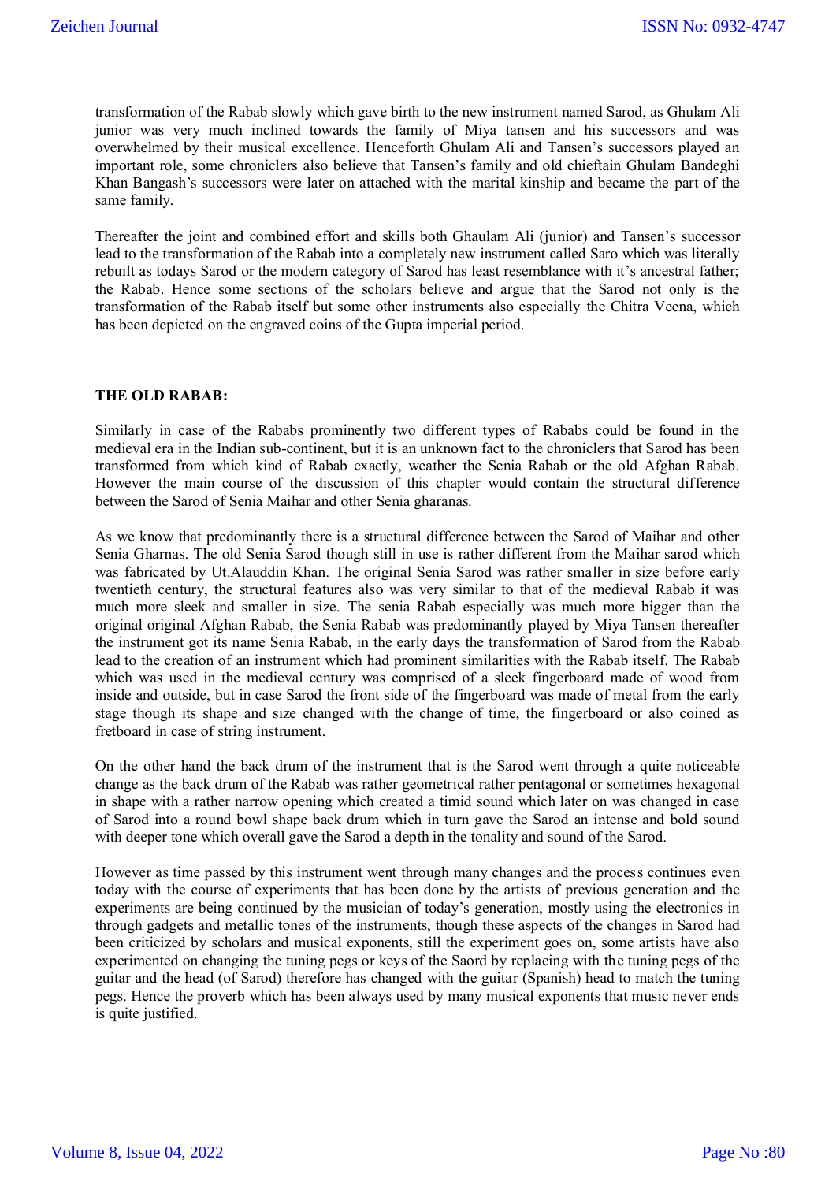transformation of the Rabab slowly which gave birth to the new instrument named Sarod, as Ghulam Ali junior was very much inclined towards the family of Miya tansen and his successors and was overwhelmed by their musical excellence. Henceforth Ghulam Ali and Tansen's successors played an important role, some chroniclers also believe that Tansen's family and old chieftain Ghulam Bandeghi Khan Bangash's successors were later on attached with the marital kinship and became the part of the same family.

Thereafter the joint and combined effort and skills both Ghaulam Ali (junior) and Tansen's successor lead to the transformation of the Rabab into a completely new instrument called Saro which was literally rebuilt as todays Sarod or the modern category of Sarod has least resemblance with it's ancestral father; the Rabab. Hence some sections of the scholars believe and argue that the Sarod not only is the transformation of the Rabab itself but some other instruments also especially the Chitra Veena, which has been depicted on the engraved coins of the Gupta imperial period.

**THE OLD RABAB:**

Similarly in case of the Rababs prominently two different types of Rababs could be found in the medieval era in the Indian sub-continent, but it is an unknown fact to the chroniclers that Sarod has been transformed from which kind of Rabab exactly, weather the Senia Rabab or the old Afghan Rabab. However the main course of the discussion of this chapter would contain the structural difference between the Sarod of Senia Maihar and other Senia gharanas.

As we know that predominantly there is a structural difference between the Sarod of Maihar and other Senia Gharnas. The old Senia Sarod though still in use is rather different from the Maihar sarod which was fabricated by Ut.Alauddin Khan. The original Senia Sarod was rather smaller in size before early twentieth century, the structural features also was very similar to that of the medieval Rabab it was much more sleek and smaller in size. The senia Rabab especially was much more bigger than the original original Afghan Rabab, the Senia Rabab was predominantly played by Miya Tansen thereafter the instrument got its name Senia Rabab, in the early days the transformation of Sarod from the Rabab lead to the creation of an instrument which had prominent similarities with the Rabab itself. The Rabab which was used in the medieval century was comprised of a sleek fingerboard made of wood from inside and outside, but in case Sarod the front side of the fingerboard was made of metal from the early stage though its shape and size changed with the change of time, the fingerboard or also coined as fretboard in case of string instrument.

On the other hand the back drum of the instrument that is the Sarod went through a quite noticeable change as the back drum of the Rabab was rather geometrical rather pentagonal or sometimes hexagonal in shape with a rather narrow opening which created a timid sound which later on was changed in case of Sarod into a round bowl shape back drum which in turn gave the Sarod an intense and bold sound with deeper tone which overall gave the Sarod a depth in the tonality and sound of the Sarod.

However as time passed by this instrument went through many changes and the process continues even today with the course of experiments that has been done by the artists of previous generation and the experiments are being continued by the musician of today's generation, mostly using the electronics in through gadgets and metallic tones of the instruments, though these aspects of the changes in Sarod had been criticized by scholars and musical exponents, still the experiment goes on, some artists have also experimented on changing the tuning pegs or keys of the Saord by replacing with the tuning pegs of the guitar and the head (of Sarod) therefore has changed with the guitar (Spanish) head to match the tuning pegs. Hence the proverb which has been always used by many musical exponents that music never ends is quite justified.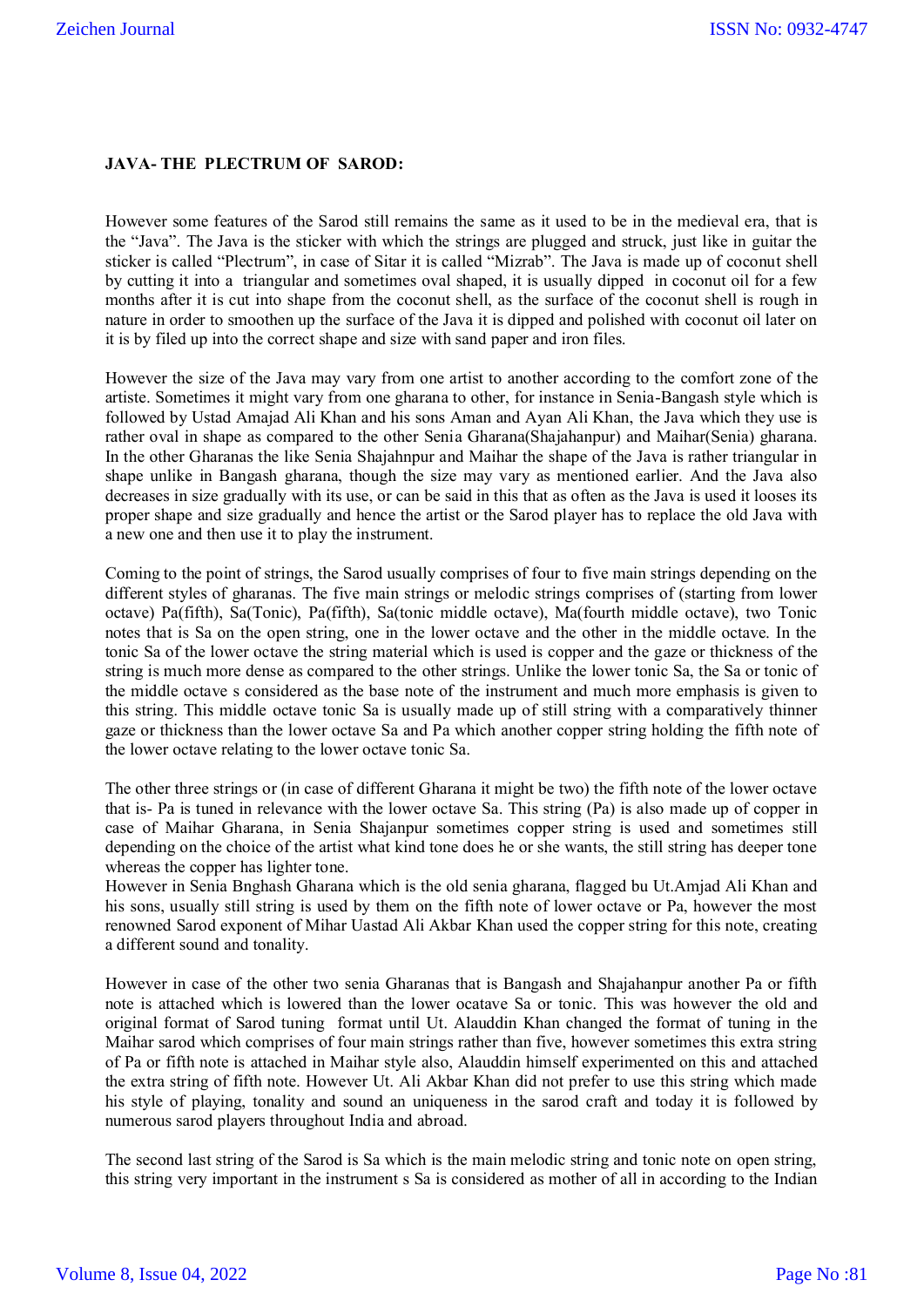**JAVA- THE PLECTRUM OF SAROD:**

However some features of the Sarod still remains the same as it used to be in the medieval era, that is the "Java". The Java is the sticker with which the strings are plugged and struck, just like in guitar the sticker is called "Plectrum", in case of Sitar it is called "Mizrab". The Java is made up of coconut shell by cutting it into a triangular and sometimes oval shaped, it is usually dipped in coconut oil for a few months after it is cut into shape from the coconut shell, as the surface of the coconut shell is rough in nature in order to smoothen up the surface of the Java it is dipped and polished with coconut oil later on it is by filed up into the correct shape and size with sand paper and iron files.

However the size of the Java may vary from one artist to another according to the comfort zone of the artiste. Sometimes it might vary from one gharana to other, for instance in Senia-Bangash style which is followed by Ustad Amajad Ali Khan and his sons Aman and Ayan Ali Khan, the Java which they use is rather oval in shape as compared to the other Senia Gharana(Shajahanpur) and Maihar(Senia) gharana. In the other Gharanas the like Senia Shajahnpur and Maihar the shape of the Java is rather triangular in shape unlike in Bangash gharana, though the size may vary as mentioned earlier. And the Java also decreases in size gradually with its use, or can be said in this that as often as the Java is used it looses its proper shape and size gradually and hence the artist or the Sarod player has to replace the old Java with a new one and then use it to play the instrument.

Coming to the point of strings, the Sarod usually comprises of four to five main strings depending on the different styles of gharanas. The five main strings or melodic strings comprises of (starting from lower octave) Pa(fifth), Sa(Tonic), Pa(fifth), Sa(tonic middle octave), Ma(fourth middle octave), two Tonic notes that is Sa on the open string, one in the lower octave and the other in the middle octave. In the tonic Sa of the lower octave the string material which is used is copper and the gaze or thickness of the string is much more dense as compared to the other strings. Unlike the lower tonic Sa, the Sa or tonic of the middle octave s considered as the base note of the instrument and much more emphasis is given to this string. This middle octave tonic Sa is usually made up of still string with a comparatively thinner gaze or thickness than the lower octave Sa and Pa which another copper string holding the fifth note of the lower octave relating to the lower octave tonic Sa.

The other three strings or (in case of different Gharana it might be two) the fifth note of the lower octave that is- Pa is tuned in relevance with the lower octave Sa. This string (Pa) is also made up of copper in case of Maihar Gharana, in Senia Shajanpur sometimes copper string is used and sometimes still depending on the choice of the artist what kind tone does he or she wants, the still string has deeper tone whereas the copper has lighter tone.

However in Senia Bnghash Gharana which is the old senia gharana, flagged bu Ut.Amjad Ali Khan and his sons, usually still string is used by them on the fifth note of lower octave or Pa, however the most renowned Sarod exponent of Mihar Uastad Ali Akbar Khan used the copper string for this note, creating a different sound and tonality.

However in case of the other two senia Gharanas that is Bangash and Shajahanpur another Pa or fifth note is attached which is lowered than the lower ocatave Sa or tonic. This was however the old and original format of Sarod tuning format until Ut. Alauddin Khan changed the format of tuning in the Maihar sarod which comprises of four main strings rather than five, however sometimes this extra string of Pa or fifth note is attached in Maihar style also, Alauddin himself experimented on this and attached the extra string of fifth note. However Ut. Ali Akbar Khan did not prefer to use this string which made his style of playing, tonality and sound an uniqueness in the sarod craft and today it is followed by numerous sarod players throughout India and abroad.

The second last string of the Sarod is Sa which is the main melodic string and tonic note on open string, this string very important in the instrument s Sa is considered as mother of all in according to the Indian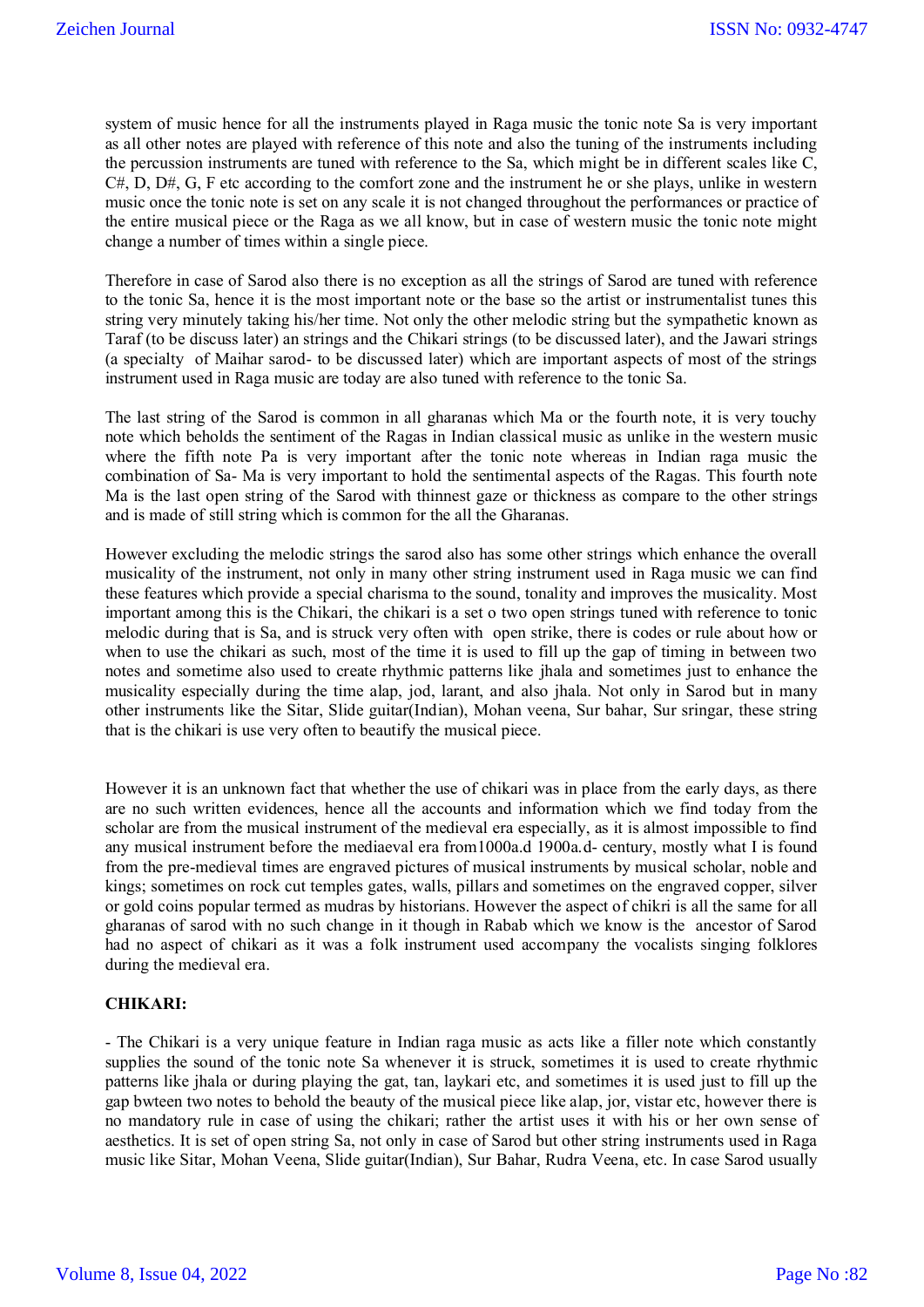system of music hence for all the instruments played in Raga music the tonic note Sa is very important as all other notes are played with reference of this note and also the tuning of the instruments including the percussion instruments are tuned with reference to the Sa, which might be in different scales like C, C#, D, D#, G, F etc according to the comfort zone and the instrument he or she plays, unlike in western music once the tonic note is set on any scale it is not changed throughout the performances or practice of the entire musical piece or the Raga as we all know, but in case of western music the tonic note might change a number of times within a single piece.

Therefore in case of Sarod also there is no exception as all the strings of Sarod are tuned with reference to the tonic Sa, hence it is the most important note or the base so the artist or instrumentalist tunes this string very minutely taking his/her time. Not only the other melodic string but the sympathetic known as Taraf (to be discuss later) an strings and the Chikari strings (to be discussed later), and the Jawari strings (a specialty of Maihar sarod- to be discussed later) which are important aspects of most of the strings instrument used in Raga music are today are also tuned with reference to the tonic Sa.

The last string of the Sarod is common in all gharanas which Ma or the fourth note, it is very touchy note which beholds the sentiment of the Ragas in Indian classical music as unlike in the western music where the fifth note Pa is very important after the tonic note whereas in Indian raga music the combination of Sa- Ma is very important to hold the sentimental aspects of the Ragas. This fourth note Ma is the last open string of the Sarod with thinnest gaze or thickness as compare to the other strings and is made of still string which is common for the all the Gharanas.

However excluding the melodic strings the sarod also has some other strings which enhance the overall musicality of the instrument, not only in many other string instrument used in Raga music we can find these features which provide a special charisma to the sound, tonality and improves the musicality. Most important among this is the Chikari, the chikari is a set o two open strings tuned with reference to tonic melodic during that is Sa, and is struck very often with open strike, there is codes or rule about how or when to use the chikari as such, most of the time it is used to fill up the gap of timing in between two notes and sometime also used to create rhythmic patterns like jhala and sometimes just to enhance the musicality especially during the time alap, jod, larant, and also jhala. Not only in Sarod but in many other instruments like the Sitar, Slide guitar(Indian), Mohan veena, Sur bahar, Sur sringar, these string that is the chikari is use very often to beautify the musical piece.

However it is an unknown fact that whether the use of chikari was in place from the early days, as there are no such written evidences, hence all the accounts and information which we find today from the scholar are from the musical instrument of the medieval era especially, as it is almost impossible to find any musical instrument before the mediaeval era from1000a.d 1900a.d- century, mostly what I is found from the pre-medieval times are engraved pictures of musical instruments by musical scholar, noble and kings; sometimes on rock cut temples gates, walls, pillars and sometimes on the engraved copper, silver or gold coins popular termed as mudras by historians. However the aspect of chikri is all the same for all gharanas of sarod with no such change in it though in Rabab which we know is the ancestor of Sarod had no aspect of chikari as it was a folk instrument used accompany the vocalists singing folklores during the medieval era.

**CHIKARI:**

- The Chikari is a very unique feature in Indian raga music as acts like a filler note which constantly supplies the sound of the tonic note Sa whenever it is struck, sometimes it is used to create rhythmic patterns like jhala or during playing the gat, tan, laykari etc, and sometimes it is used just to fill up the gap bwteen two notes to behold the beauty of the musical piece like alap, jor, vistar etc, however there is no mandatory rule in case of using the chikari; rather the artist uses it with his or her own sense of aesthetics. It is set of open string Sa, not only in case of Sarod but other string instruments used in Raga music like Sitar, Mohan Veena, Slide guitar(Indian), Sur Bahar, Rudra Veena, etc. In case Sarod usually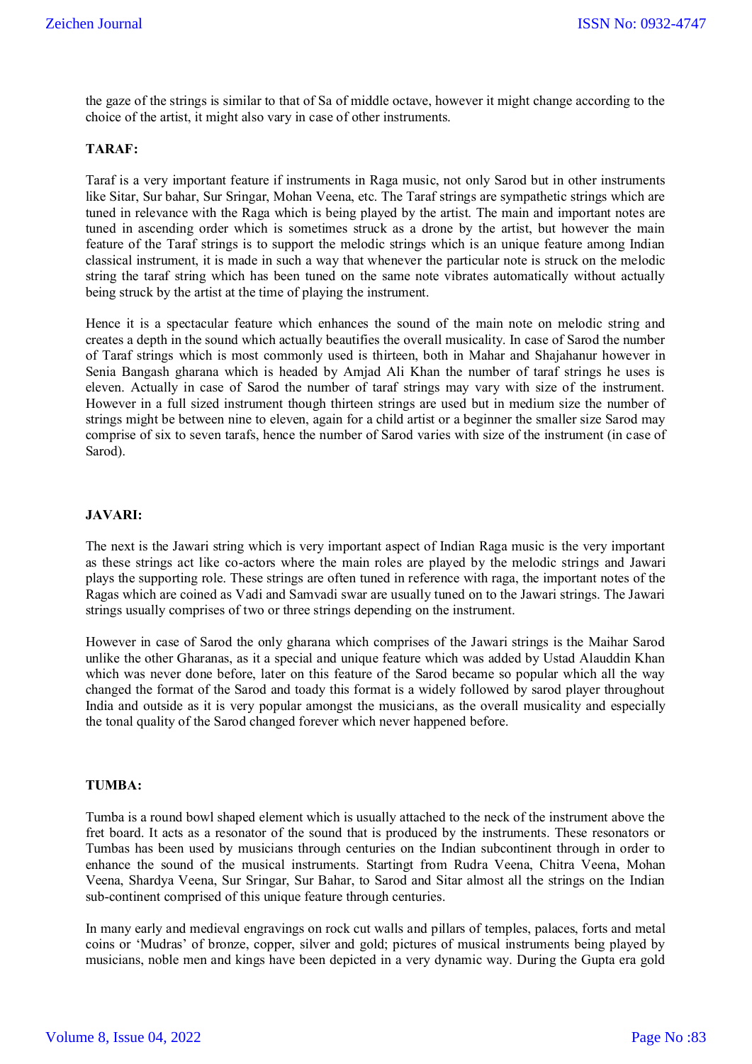the gaze of the strings is similar to that of Sa of middle octave, however it might change according to the choice of the artist, it might also vary in case of other instruments.

**TARAF:**

Taraf is a very important feature if instruments in Raga music, not only Sarod but in other instruments like Sitar, Sur bahar, Sur Sringar, Mohan Veena, etc. The Taraf strings are sympathetic strings which are tuned in relevance with the Raga which is being played by the artist. The main and important notes are tuned in ascending order which is sometimes struck as a drone by the artist, but however the main feature of the Taraf strings is to support the melodic strings which is an unique feature among Indian classical instrument, it is made in such a way that whenever the particular note is struck on the melodic string the taraf string which has been tuned on the same note vibrates automatically without actually being struck by the artist at the time of playing the instrument.

Hence it is a spectacular feature which enhances the sound of the main note on melodic string and creates a depth in the sound which actually beautifies the overall musicality. In case of Sarod the number of Taraf strings which is most commonly used is thirteen, both in Mahar and Shajahanur however in Senia Bangash gharana which is headed by Amjad Ali Khan the number of taraf strings he uses is eleven. Actually in case of Sarod the number of taraf strings may vary with size of the instrument. However in a full sized instrument though thirteen strings are used but in medium size the number of strings might be between nine to eleven, again for a child artist or a beginner the smaller size Sarod may comprise of six to seven tarafs, hence the number of Sarod varies with size of the instrument (in case of Sarod).

**JAVARI:**

The next is the Jawari string which is very important aspect of Indian Raga music is the very important as these strings act like co-actors where the main roles are played by the melodic strings and Jawari plays the supporting role. These strings are often tuned in reference with raga, the important notes of the Ragas which are coined as Vadi and Samvadi swar are usually tuned on to the Jawari strings. The Jawari strings usually comprises of two or three strings depending on the instrument.

However in case of Sarod the only gharana which comprises of the Jawari strings is the Maihar Sarod unlike the other Gharanas, as it a special and unique feature which was added by Ustad Alauddin Khan which was never done before, later on this feature of the Sarod became so popular which all the way changed the format of the Sarod and toady this format is a widely followed by sarod player throughout India and outside as it is very popular amongst the musicians, as the overall musicality and especially the tonal quality of the Sarod changed forever which never happened before.

**TUMBA:**

Tumba is a round bowl shaped element which is usually attached to the neck of the instrument above the fret board. It acts as a resonator of the sound that is produced by the instruments. These resonators or Tumbas has been used by musicians through centuries on the Indian subcontinent through in order to enhance the sound of the musical instruments. Startingt from Rudra Veena, Chitra Veena, Mohan Veena, Shardya Veena, Sur Sringar, Sur Bahar, to Sarod and Sitar almost all the strings on the Indian sub-continent comprised of this unique feature through centuries.

In many early and medieval engravings on rock cut walls and pillars of temples, palaces, forts and metal coins or 'Mudras' of bronze, copper, silver and gold; pictures of musical instruments being played by musicians, noble men and kings have been depicted in a very dynamic way. During the Gupta era gold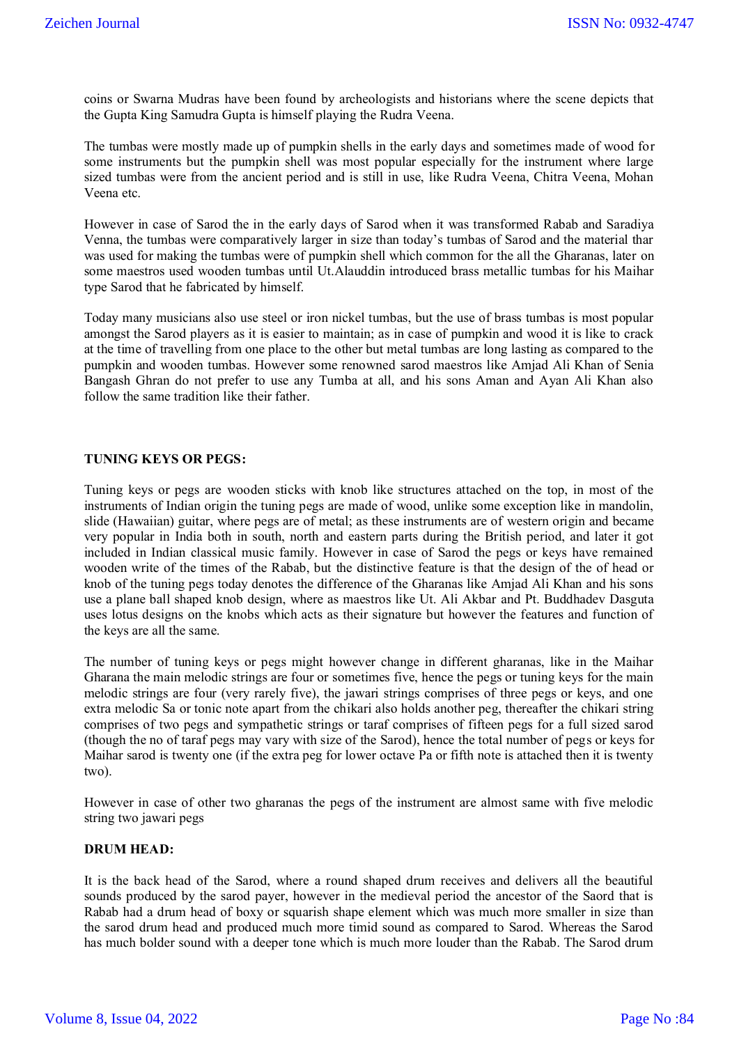coins or Swarna Mudras have been found by archeologists and historians where the scene depicts that the Gupta King Samudra Gupta is himself playing the Rudra Veena.

The tumbas were mostly made up of pumpkin shells in the early days and sometimes made of wood for some instruments but the pumpkin shell was most popular especially for the instrument where large sized tumbas were from the ancient period and is still in use, like Rudra Veena, Chitra Veena, Mohan Veena etc.

However in case of Sarod the in the early days of Sarod when it was transformed Rabab and Saradiya Venna, the tumbas were comparatively larger in size than today's tumbas of Sarod and the material thar was used for making the tumbas were of pumpkin shell which common for the all the Gharanas, later on some maestros used wooden tumbas until Ut.Alauddin introduced brass metallic tumbas for his Maihar type Sarod that he fabricated by himself.

Today many musicians also use steel or iron nickel tumbas, but the use of brass tumbas is most popular amongst the Sarod players as it is easier to maintain; as in case of pumpkin and wood it is like to crack at the time of travelling from one place to the other but metal tumbas are long lasting as compared to the pumpkin and wooden tumbas. However some renowned sarod maestros like Amjad Ali Khan of Senia Bangash Ghran do not prefer to use any Tumba at all, and his sons Aman and Ayan Ali Khan also follow the same tradition like their father.

**TUNING KEYS OR PEGS:**

Tuning keys or pegs are wooden sticks with knob like structures attached on the top, in most of the instruments of Indian origin the tuning pegs are made of wood, unlike some exception like in mandolin, slide (Hawaiian) guitar, where pegs are of metal; as these instruments are of western origin and became very popular in India both in south, north and eastern parts during the British period, and later it got included in Indian classical music family. However in case of Sarod the pegs or keys have remained wooden write of the times of the Rabab, but the distinctive feature is that the design of the of head or knob of the tuning pegs today denotes the difference of the Gharanas like Amjad Ali Khan and his sons use a plane ball shaped knob design, where as maestros like Ut. Ali Akbar and Pt. Buddhadev Dasguta uses lotus designs on the knobs which acts as their signature but however the features and function of the keys are all the same.

The number of tuning keys or pegs might however change in different gharanas, like in the Maihar Gharana the main melodic strings are four or sometimes five, hence the pegs or tuning keys for the main melodic strings are four (very rarely five), the jawari strings comprises of three pegs or keys, and one extra melodic Sa or tonic note apart from the chikari also holds another peg, thereafter the chikari string comprises of two pegs and sympathetic strings or taraf comprises of fifteen pegs for a full sized sarod (though the no of taraf pegs may vary with size of the Sarod), hence the total number of pegs or keys for Maihar sarod is twenty one (if the extra peg for lower octave Pa or fifth note is attached then it is twenty two).

However in case of other two gharanas the pegs of the instrument are almost same with five melodic string two jawari pegs

**DRUM HEAD:**

It is the back head of the Sarod, where a round shaped drum receives and delivers all the beautiful sounds produced by the sarod payer, however in the medieval period the ancestor of the Saord that is Rabab had a drum head of boxy or squarish shape element which was much more smaller in size than the sarod drum head and produced much more timid sound as compared to Sarod. Whereas the Sarod has much bolder sound with a deeper tone which is much more louder than the Rabab. The Sarod drum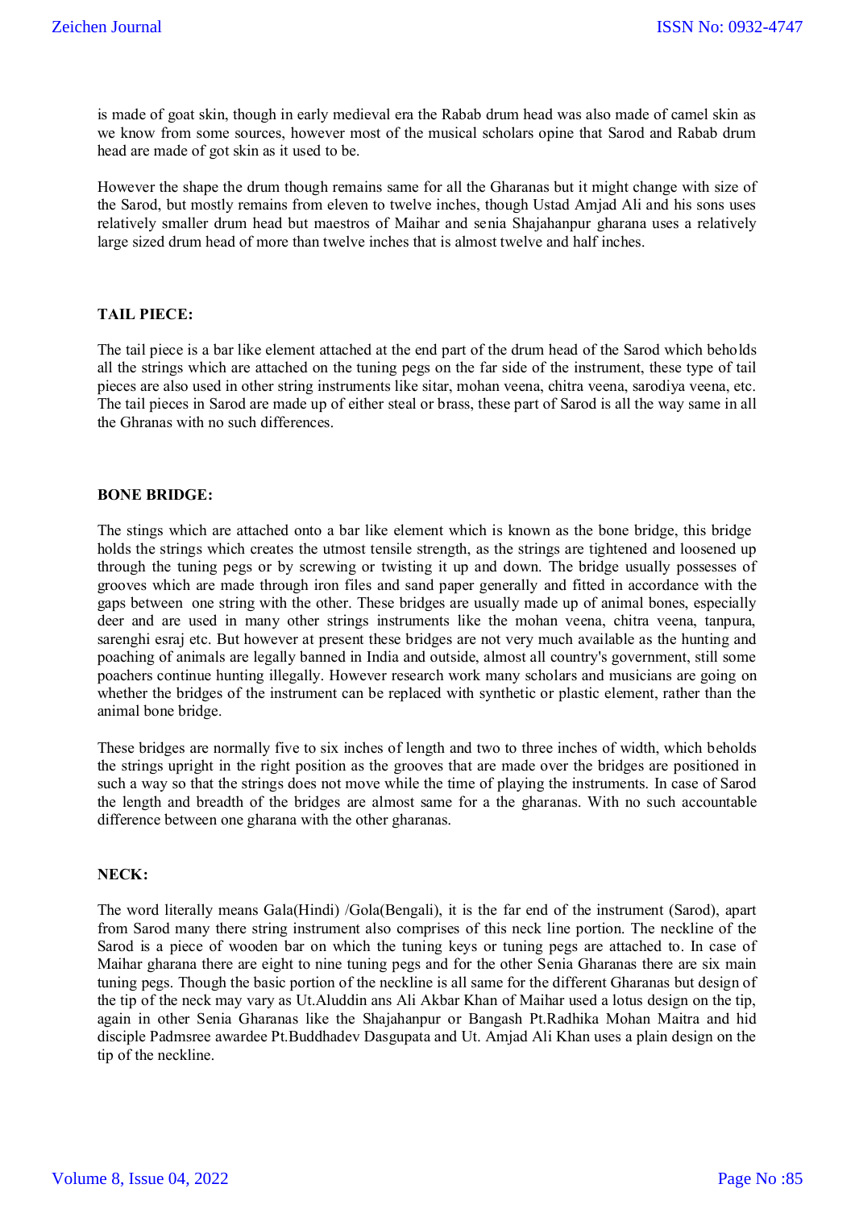is made of goat skin, though in early medieval era the Rabab drum head was also made of camel skin as we know from some sources, however most of the musical scholars opine that Sarod and Rabab drum head are made of got skin as it used to be.

However the shape the drum though remains same for all the Gharanas but it might change with size of the Sarod, but mostly remains from eleven to twelve inches, though Ustad Amjad Ali and his sons uses relatively smaller drum head but maestros of Maihar and senia Shajahanpur gharana uses a relatively large sized drum head of more than twelve inches that is almost twelve and half inches.

### TAIL PIECE:

The tail piece is a bar like element attached at the end part of the drum head of the Sarod which beholds all the strings which are attached on the tuning pegs on the far side of the instrument, these type of tail pieces are also used in other string instruments like sitar, mohan veena, chitra veena, sarodiya veena, etc. The tail pieces in Sarod are made up of either steal or brass, these part of Sarod is all the way same in all the Ghranas with no such differences.

### BONE BRIDGE:

The stings which are attached onto a bar like element which is known as the bone bridge, this bridge holds the strings which creates the utmost tensile strength, as the strings are tightened and loosened up through the tuning pegs or by screwing or twisting it up and down. The bridge usually possesses of grooves which are made through iron files and sand paper generally and fitted in accordance with the gaps between one string with the other. These bridges are usually made up of animal bones, especially deer and are used in many other strings instruments like the mohan veena, chitra veena, tanpura, sarenghi esraj etc. But however at present these bridges are not very much available as the hunting and poaching of animals are legally banned in India and outside, almost all country's government, still some poachers continue hunting illegally. However research work many scholars and musicians are going on whether the bridges of the instrument can be replaced with synthetic or plastic element, rather than the animal bone bridge.

These bridges are normally five to six inches of length and two to three inches of width, which beholds the strings upright in the right position as the grooves that are made over the bridges are positioned in such a way so that the strings does not move while the time of playing the instruments. In case of Sarod the length and breadth of the bridges are almost same for a the gharanas. With no such accountable difference between one gharana with the other gharanas.

### NECK:

The word literally means Gala(Hindi) /Gola(Bengali), it is the far end of the instrument (Sarod), apart from Sarod many there string instrument also comprises of this neck line portion. The neckline of the Sarod is a piece of wooden bar on which the tuning keys or tuning pegs are attached to. In case of Maihar gharana there are eight to nine tuning pegs and for the other Senia Gharanas there are six main tuning pegs. Though the basic portion of the neckline is all same for the different Gharanas but design of the tip of the neck may vary as Ut.Aluddin ans Ali Akbar Khan of Maihar used a lotus design on the tip, again in other Senia Gharanas like the Shajahanpur or Bangash Pt.Radhika Mohan Maitra and hid disciple Padmsree awardee Pt.Buddhadev Dasgupata and Ut. Amjad Ali Khan uses a plain design on the tip of the neckline.